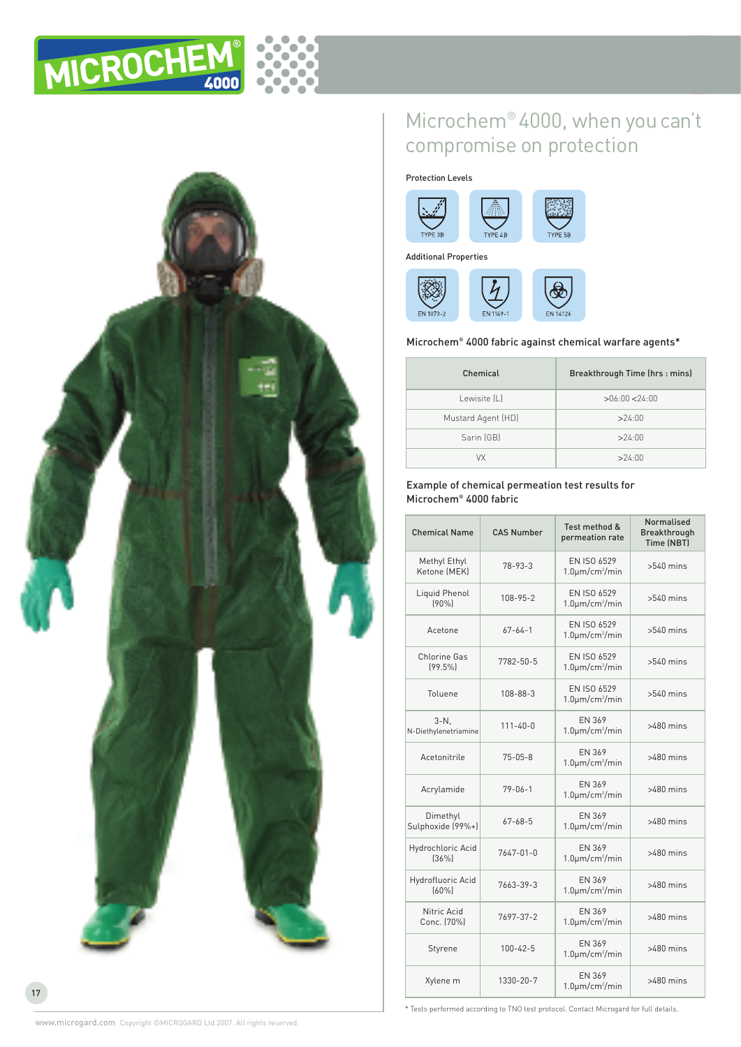# MICROCHEM® 4000

## Microchem® 4000, when you can't compromise on protection

**Protection Levels**

TYPE 3B · TYPE 4B · TYPE 5B

**Additional Properties**

EN 1073-2 · EN 1149-1 · EN 14126

### Microchem® 4000 fabric against chemical warfare agents*

| Chemical | Breakthrough Time (hrs : mins) |
|---|---|
| Lewisite (L) | >06:00 <24:00 |
| Mustard Agent (HD) | >24:00 |
| Sarin (GB) | >24:00 |
| VX | >24:00 |

### Example of chemical permeation test results for Microchem® 4000 fabric

| Chemical Name | CAS Number | Test method & permeation rate | Normalised Breakthrough Time (NBT) |
|---|---|---|---|
| Methyl Ethyl Ketone (MEK) | 78-93-3 | EN ISO 6529 1.0µm/cm²/min | >540 mins |
| Liquid Phenol (90%) | 108-95-2 | EN ISO 6529 1.0µm/cm²/min | >540 mins |
| Acetone | 67-64-1 | EN ISO 6529 1.0µm/cm²/min | >540 mins |
| Chlorine Gas (99.5%) | 7782-50-5 | EN ISO 6529 1.0µm/cm²/min | >540 mins |
| Toluene | 108-88-3 | EN ISO 6529 1.0µm/cm²/min | >540 mins |
| 3-N, N-Diethylenetriamine | 111-40-0 | EN 369 1.0µm/cm²/min | >480 mins |
| Acetonitrile | 75-05-8 | EN 369 1.0µm/cm²/min | >480 mins |
| Acrylamide | 79-06-1 | EN 369 1.0µm/cm²/min | >480 mins |
| Dimethyl Sulphoxide (99%+) | 67-68-5 | EN 369 1.0µm/cm²/min | >480 mins |
| Hydrochloric Acid (36%) | 7647-01-0 | EN 369 1.0µm/cm²/min | >480 mins |
| Hydrofluoric Acid (60%) | 7663-39-3 | EN 369 1.0µm/cm²/min | >480 mins |
| Nitric Acid Conc. (70%) | 7697-37-2 | EN 369 1.0µm/cm²/min | >480 mins |
| Styrene | 100-42-5 | EN 369 1.0µm/cm²/min | >480 mins |
| Xylene m | 1330-20-7 | EN 369 1.0µm/cm²/min | >480 mins |

\* Tests performed according to TNO test protocol. Contact Microgard for full details.

www.microgard.com Copyright ©MICROGARD Ltd 2007. All rights reserved.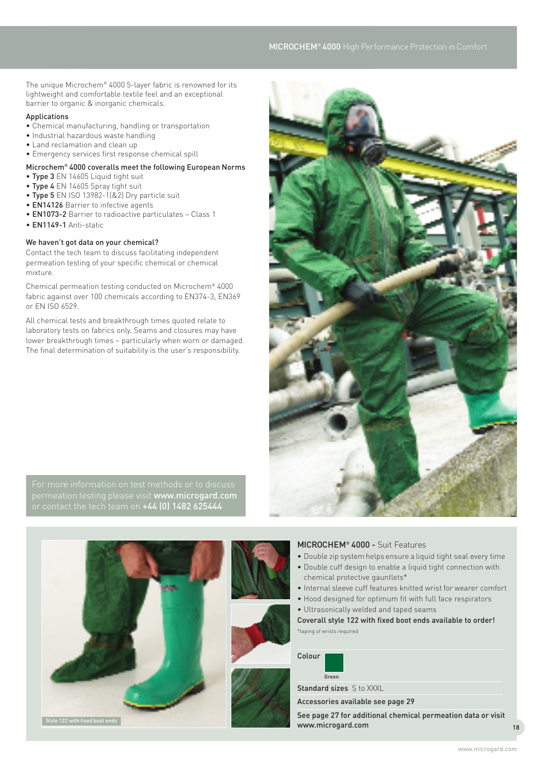## MICROCHEM® 4000 High Performance Protection in Comfort

The unique Microchem® 4000 5-layer fabric is renowned for its lightweight and comfortable textile feel and an exceptional barrier to organic & inorganic chemicals.

**Applications**

- Chemical manufacturing, handling or transportation
- Industrial hazardous waste handling
- Land reclamation and clean up
- Emergency services first response chemical spill

**Microchem® 4000 coveralls meet the following European Norms**

- **Type 3** EN 14605 Liquid tight suit
- **Type 4** EN 14605 Spray tight suit
- **Type 5** EN ISO 13982-1(&2) Dry particle suit
- **EN14126** Barrier to infective agents
- **EN1073-2** Barrier to radioactive particulates – Class 1
- **EN1149-1** Anti-static

**We haven't got data on your chemical?**

Contact the tech team to discuss facilitating independent permeation testing of your specific chemical or chemical mixture.

Chemical permeation testing conducted on Microchem® 4000 fabric against over 100 chemicals according to EN374-3, EN369 or EN ISO 6529.

All chemical tests and breakthrough times quoted relate to laboratory tests on fabrics only. Seams and closures may have lower breakthrough times – particularly when worn or damaged. The final determination of suitability is the user's responsibility.

For more information on test methods or to discuss permeation testing please visit **www.microgard.com** or contact the tech team on **+44 (0) 1482 625444**

Style 122 with fixed boot ends

### MICROCHEM® 4000 - Suit Features

- Double zip system helps ensure a liquid tight seal every time
- Double cuff design to enable a liquid tight connection with chemical protective gauntlets*
- Internal sleeve cuff features knitted wrist for wearer comfort
- Hood designed for optimum fit with full face respirators
- Ultrasonically welded and taped seams

**Coverall style 122 with fixed boot ends available to order!**

*taping of wrists required

**Colour** Green

**Standard sizes** S to XXXL

**Accessories available see page 29**

**See page 27 for additional chemical permeation data or visit www.microgard.com**